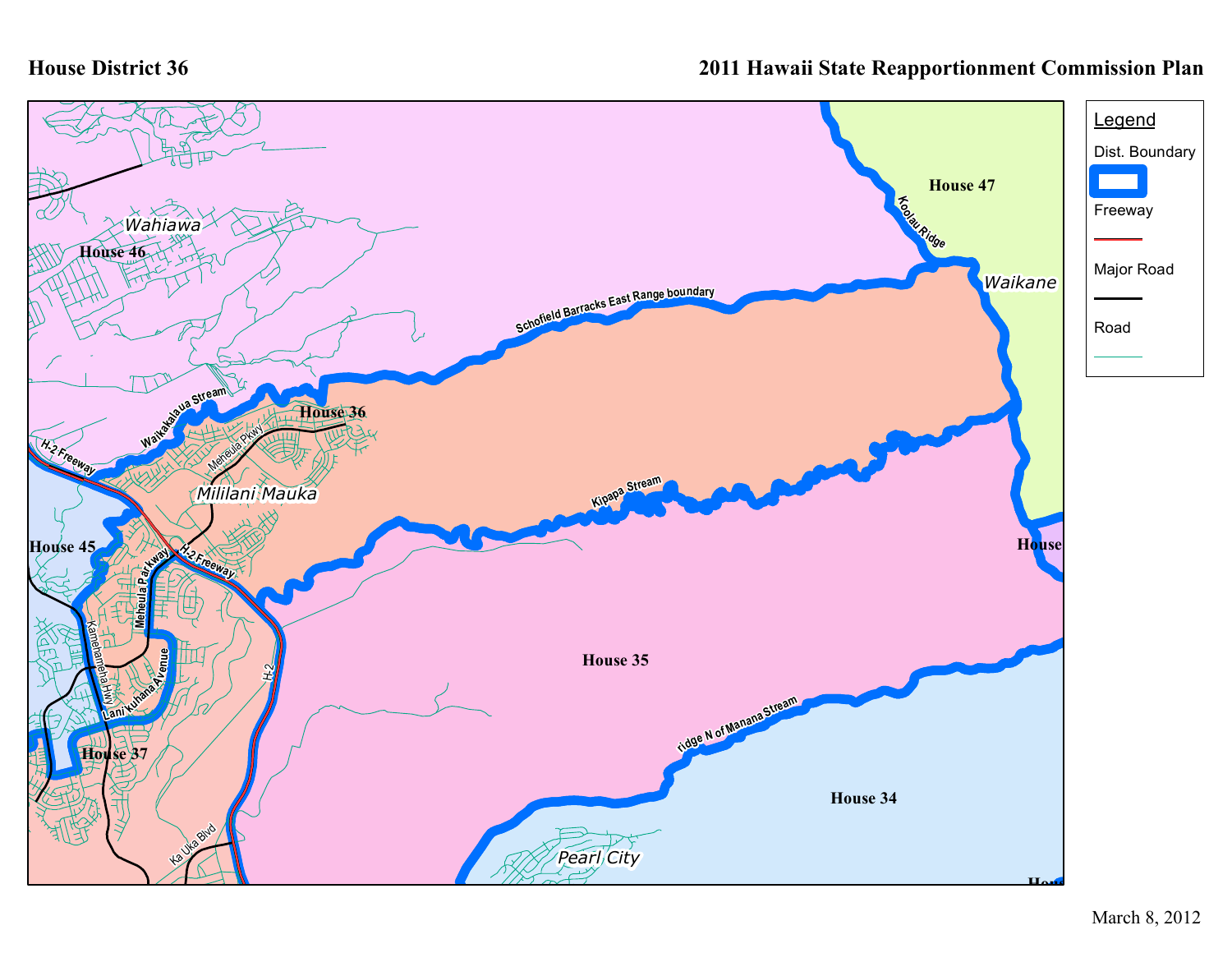# House District 36

## 2011 Hawaii State Reapportionment Commission Plan

**Legend**

- Dist. Boundary
- Freeway
- Major Road
- Road

House 47

Koolau Ridge

Waikane

Wahiawa

House 46

Schofield Barracks East Range boundary

Waikakalaua Stream

House 36

Meheula Pkwy

H-2 Freeway

Mililani Mauka

Kipapa Stream

House 45

Meheula Parkway

H-2 Freeway

Kamehameha Hwy

Lanikuhana Avenue

H-2

House 35

House 37

ridge N of Manana Stream

House 34

Ka Uka Blvd

Pearl City

March 8, 2012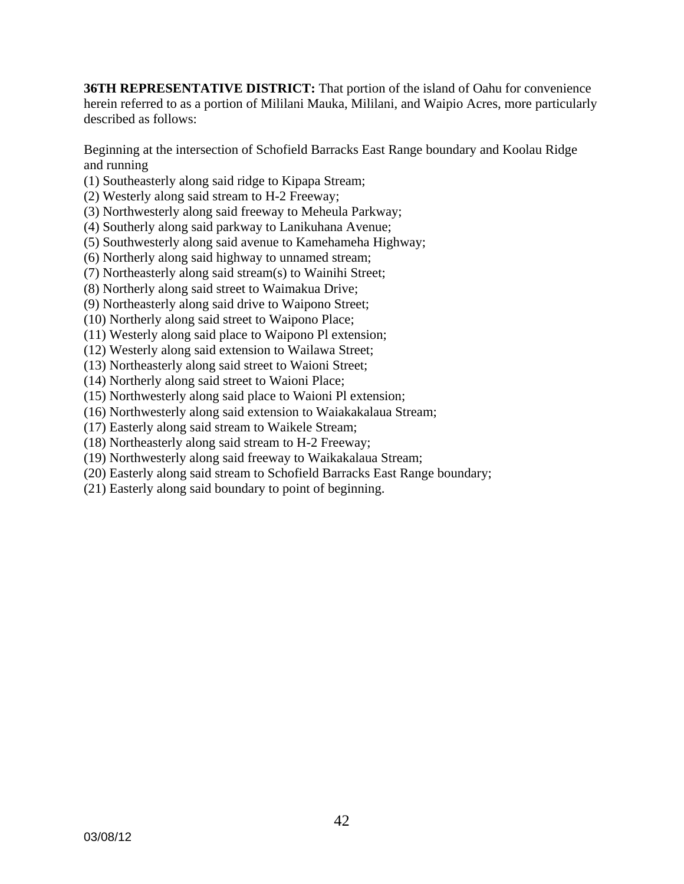**36TH REPRESENTATIVE DISTRICT:** That portion of the island of Oahu for convenience herein referred to as a portion of Mililani Mauka, Mililani, and Waipio Acres, more particularly described as follows:

Beginning at the intersection of Schofield Barracks East Range boundary and Koolau Ridge and running

(1) Southeasterly along said ridge to Kipapa Stream;
(2) Westerly along said stream to H-2 Freeway;
(3) Northwesterly along said freeway to Meheula Parkway;
(4) Southerly along said parkway to Lanikuhana Avenue;
(5) Southwesterly along said avenue to Kamehameha Highway;
(6) Northerly along said highway to unnamed stream;
(7) Northeasterly along said stream(s) to Wainihi Street;
(8) Northerly along said street to Waimakua Drive;
(9) Northeasterly along said drive to Waipono Street;
(10) Northerly along said street to Waipono Place;
(11) Westerly along said place to Waipono Pl extension;
(12) Westerly along said extension to Wailawa Street;
(13) Northeasterly along said street to Waioni Street;
(14) Northerly along said street to Waioni Place;
(15) Northwesterly along said place to Waioni Pl extension;
(16) Northwesterly along said extension to Waiakakalaua Stream;
(17) Easterly along said stream to Waikele Stream;
(18) Northeasterly along said stream to H-2 Freeway;
(19) Northwesterly along said freeway to Waikakalaua Stream;
(20) Easterly along said stream to Schofield Barracks East Range boundary;
(21) Easterly along said boundary to point of beginning.

03/08/12